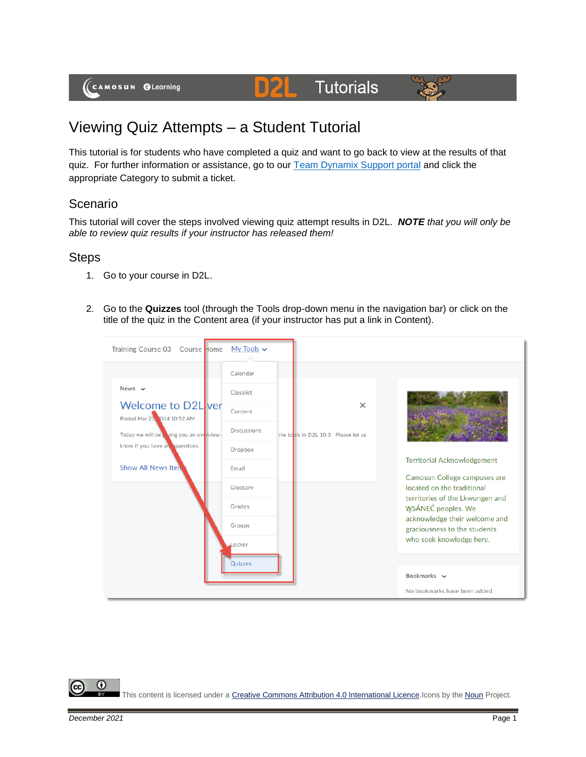# Viewing Quiz Attempts – a Student Tutorial

This tutorial is for students who have completed a quiz and want to go back to view at the results of that quiz. For further information or assistance, go to our [Team Dynamix Support portal]() and click the appropriate Category to submit a ticket.

## Scenario

This tutorial will cover the steps involved viewing quiz attempt results in D2L. ***NOTE*** *that you will only be able to review quiz results if your instructor has released them!*

## Steps

1. Go to your course in D2L.
2. Go to the **Quizzes** tool (through the Tools drop-down menu in the navigation bar) or click on the title of the quiz in the Content area (if your instructor has put a link in Content).

This content is licensed under a [Creative Commons Attribution 4.0 International Licence](). Icons by the [Noun]() Project.

December 2021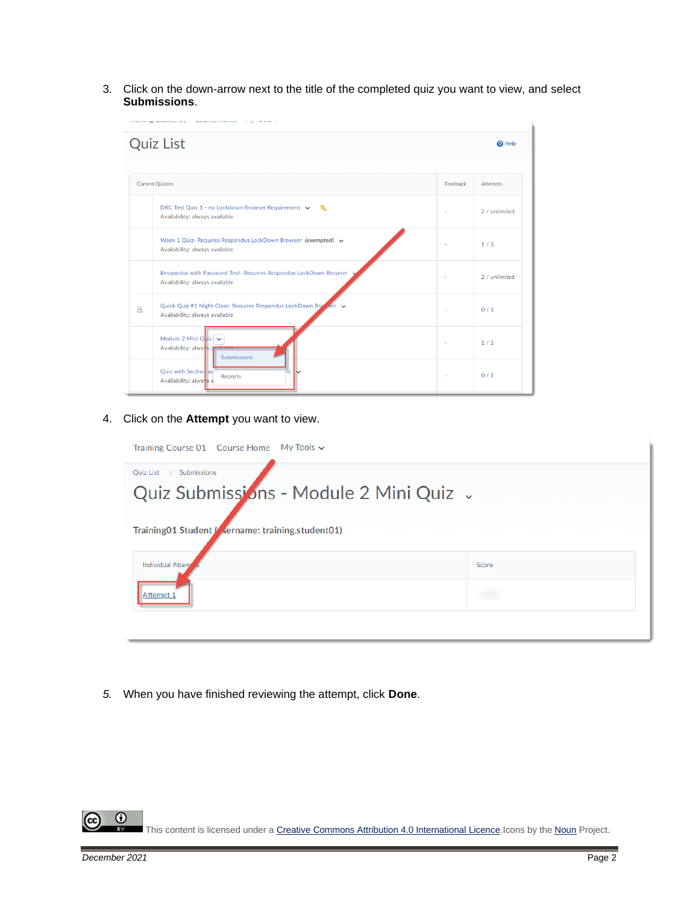3. Click on the down-arrow next to the title of the completed quiz you want to view, and select **Submissions**.

4. Click on the **Attempt** you want to view.

5. When you have finished reviewing the attempt, click **Done**.

This content is licensed under a Creative Commons Attribution 4.0 International Licence. Icons by the Noun Project.

December 2021